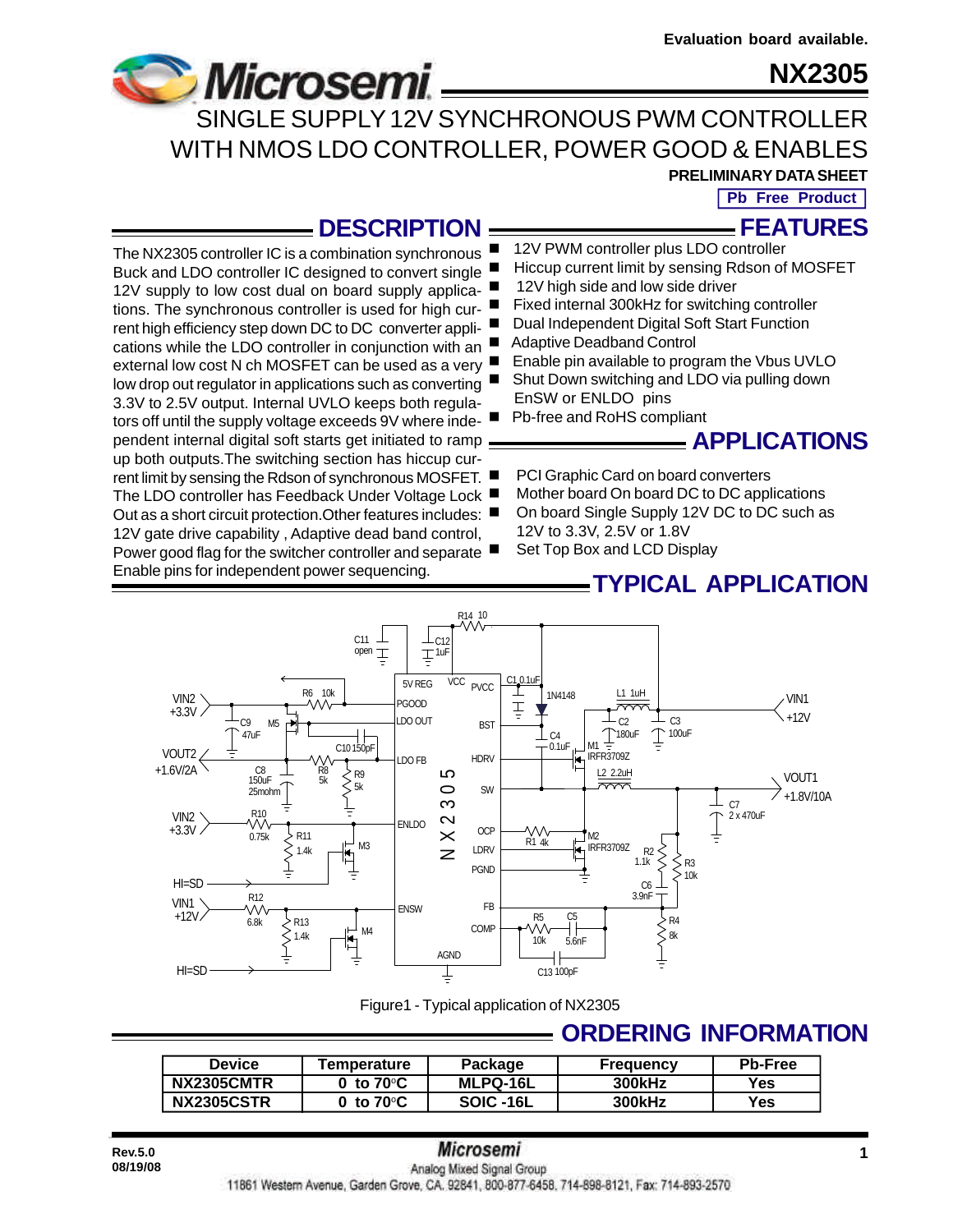Evaluation board available.

# NX2305

## SINGLE SUPPLY 12V SYNCHRONOUS PWM CONTROLLER WITH NMOS LDO CONTROLLER, POWER GOOD & ENABLES

**PRELIMINARY DATA SHEET**

**Pb Free Product**

## DESCRIPTION

The NX2305 controller IC is a combination synchronous Buck and LDO controller IC designed to convert single 12V supply to low cost dual on board supply applications. The synchronous controller is used for high current high efficiency step down DC to DC converter applications while the LDO controller in conjunction with an external low cost N ch MOSFET can be used as a very low drop out regulator in applications such as converting 3.3V to 2.5V output. Internal UVLO keeps both regulators off until the supply voltage exceeds 9V where independent internal digital soft starts get initiated to ramp up both outputs.The switching section has hiccup current limit by sensing the Rdson of synchronous MOSFET. The LDO controller has Feedback Under Voltage Lock Out as a short circuit protection.Other features includes: 12V gate drive capability , Adaptive dead band control, Power good flag for the switcher controller and separate Enable pins for independent power sequencing.

## FEATURES

- 12V PWM controller plus LDO controller
- Hiccup current limit by sensing Rdson of MOSFET
- 12V high side and low side driver
- Fixed internal 300kHz for switching controller
- Dual Independent Digital Soft Start Function
- Adaptive Deadband Control
- Enable pin available to program the Vbus UVLO
- Shut Down switching and LDO via pulling down EnSW or ENLDO pins
- Pb-free and RoHS compliant

## APPLICATIONS

- PCI Graphic Card on board converters
- Mother board On board DC to DC applications
- On board Single Supply 12V DC to DC such as 12V to 3.3V, 2.5V or 1.8V
- Set Top Box and LCD Display

## TYPICAL APPLICATION

Figure1 - Typical application of NX2305

## ORDERING INFORMATION

| Device | Temperature | Package | Frequency | Pb-Free |
|---|---|---|---|---|
| NX2305CMTR | 0 to 70°C | MLPQ-16L | 300kHz | Yes |
| NX2305CSTR | 0 to 70°C | SOIC -16L | 300kHz | Yes |

Rev.5.0
08/19/08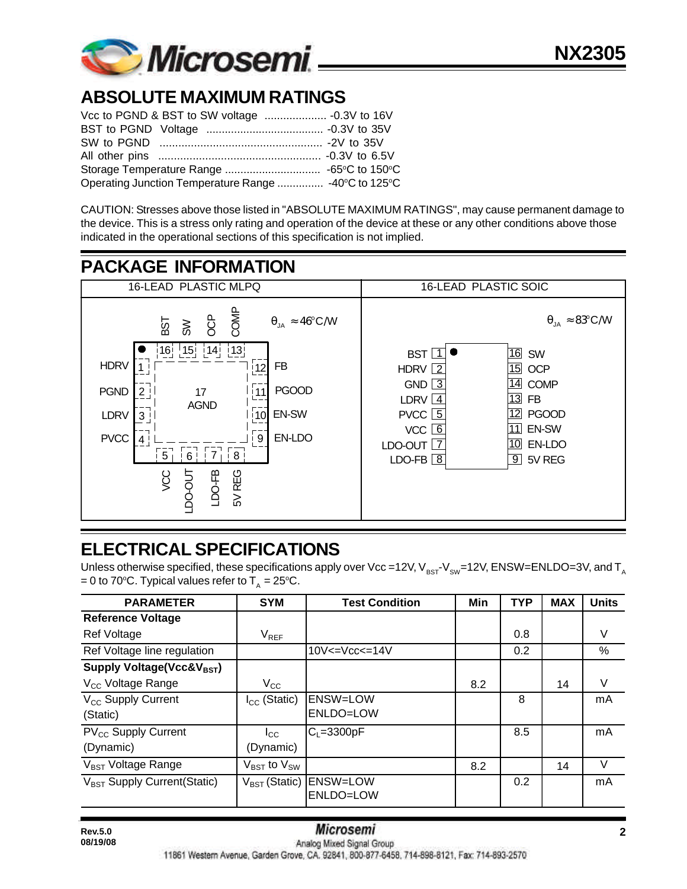## ABSOLUTE MAXIMUM RATINGS

Vcc to PGND & BST to SW voltage .................... -0.3V to 16V
BST to PGND Voltage ...................................... -0.3V to 35V
SW to PGND .................................................... -2V to 35V
All other pins .................................................... -0.3V to 6.5V
Storage Temperature Range ............................... -65°C to 150°C
Operating Junction Temperature Range ............... -40°C to 125°C

CAUTION: Stresses above those listed in "ABSOLUTE MAXIMUM RATINGS", may cause permanent damage to the device. This is a stress only rating and operation of the device at these or any other conditions above those indicated in the operational sections of this specification is not implied.

## PACKAGE INFORMATION

| 16-LEAD PLASTIC MLPQ | 16-LEAD PLASTIC SOIC |
|---|---|
| $\theta_{JA} \approx 46^oC/W$ | $\theta_{JA} \approx 83^oC/W$ |
| 1 HDRV, 2 PGND, 3 LDRV, 4 PVCC, 5 VCC, 6 LDO-OUT, 7 LDO-FB, 8 5V REG, 9 EN-LDO, 10 EN-SW, 11 PGOOD, 12 FB, 13 COMP, 14 OCP, 15 SW, 16 BST, 17 AGND | 1 BST, 2 HDRV, 3 GND, 4 LDRV, 5 PVCC, 6 VCC, 7 LDO-OUT, 8 LDO-FB, 9 5V REG, 10 EN-LDO, 11 EN-SW, 12 PGOOD, 13 FB, 14 COMP, 15 OCP, 16 SW |

## ELECTRICAL SPECIFICATIONS

Unless otherwise specified, these specifications apply over Vcc =12V, $V_{BST}$-$V_{SW}$=12V, ENSW=ENLDO=3V, and $T_A$ = 0 to 70°C. Typical values refer to $T_A$ = 25°C.

| PARAMETER | SYM | Test Condition | Min | TYP | MAX | Units |
|---|---|---|---|---|---|---|
| **Reference Voltage** | | | | | | |
| Ref Voltage | $V_{REF}$ | | | 0.8 | | V |
| Ref Voltage line regulation | | 10V<=Vcc<=14V | | 0.2 | | % |
| **Supply Voltage(Vcc&$V_{BST}$)** | | | | | | |
| $V_{CC}$ Voltage Range | $V_{CC}$ | | 8.2 | | 14 | V |
| $V_{CC}$ Supply Current (Static) | $I_{CC}$ (Static) | ENSW=LOW ENLDO=LOW | | 8 | | mA |
| $PV_{CC}$ Supply Current (Dynamic) | $I_{CC}$ (Dynamic) | $C_L$=3300pF | | 8.5 | | mA |
| $V_{BST}$ Voltage Range | $V_{BST}$ to $V_{SW}$ | | 8.2 | | 14 | V |
| $V_{BST}$ Supply Current(Static) | $V_{BST}$ (Static) | ENSW=LOW ENLDO=LOW | | 0.2 | | mA |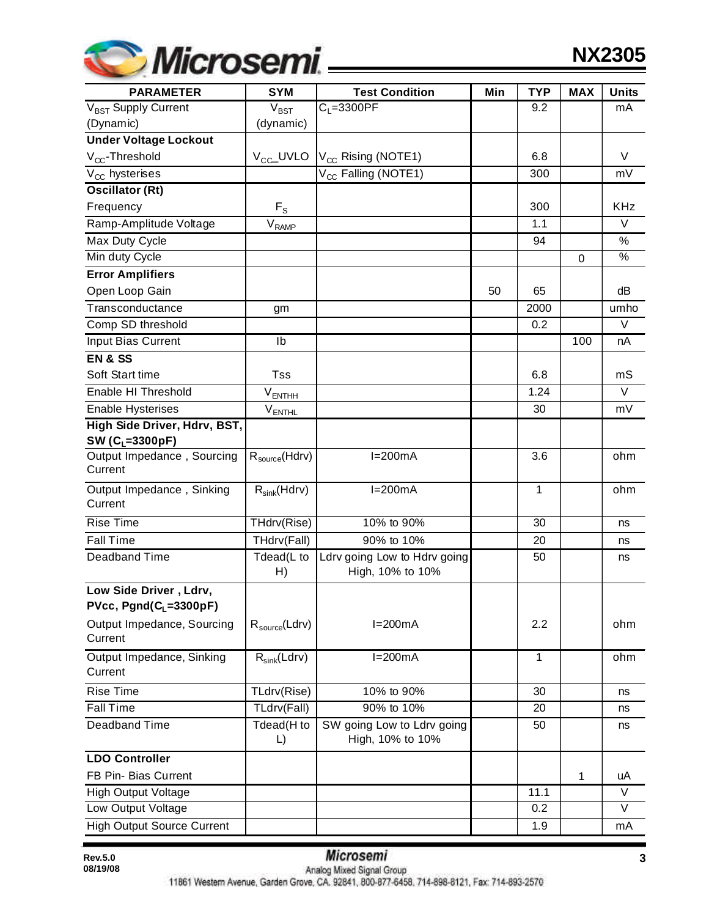| PARAMETER | SYM | Test Condition | Min | TYP | MAX | Units |
|---|---|---|---|---|---|---|
| $V_{BST}$ Supply Current (Dynamic) | $V_{BST}$ (dynamic) | $C_L$=3300PF | | 9.2 | | mA |
| **Under Voltage Lockout** | | | | | | |
| $V_{CC}$-Threshold | $V_{CC}$_UVLO | $V_{CC}$ Rising (NOTE1) | | 6.8 | | V |
| $V_{CC}$ hysterises | | $V_{CC}$ Falling (NOTE1) | | 300 | | mV |
| **Oscillator (Rt)** | | | | | | |
| Frequency | $F_S$ | | | 300 | | KHz |
| Ramp-Amplitude Voltage | $V_{RAMP}$ | | | 1.1 | | V |
| Max Duty Cycle | | | | 94 | | % |
| Min duty Cycle | | | | | 0 | % |
| **Error Amplifiers** | | | | | | |
| Open Loop Gain | | | 50 | 65 | | dB |
| Transconductance | gm | | | 2000 | | umho |
| Comp SD threshold | | | | 0.2 | | V |
| Input Bias Current | Ib | | | | 100 | nA |
| **EN & SS** | | | | | | |
| Soft Start time | Tss | | | 6.8 | | mS |
| Enable HI Threshold | $V_{ENTHH}$ | | | 1.24 | | V |
| Enable Hysterises | $V_{ENTHL}$ | | | 30 | | mV |
| **High Side Driver, Hdrv, BST, SW ($C_L$=3300pF)** | | | | | | |
| Output Impedance , Sourcing Current | $R_{source}$(Hdrv) | I=200mA | | 3.6 | | ohm |
| Output Impedance , Sinking Current | $R_{sink}$(Hdrv) | I=200mA | | 1 | | ohm |
| Rise Time | THdrv(Rise) | 10% to 90% | | 30 | | ns |
| Fall Time | THdrv(Fall) | 90% to 10% | | 20 | | ns |
| Deadband Time | Tdead(L to H) | Ldrv going Low to Hdrv going High, 10% to 10% | | 50 | | ns |
| **Low Side Driver , Ldrv, PVcc, Pgnd($C_L$=3300pF)** | | | | | | |
| Output Impedance, Sourcing Current | $R_{source}$(Ldrv) | I=200mA | | 2.2 | | ohm |
| Output Impedance, Sinking Current | $R_{sink}$(Ldrv) | I=200mA | | 1 | | ohm |
| Rise Time | TLdrv(Rise) | 10% to 90% | | 30 | | ns |
| Fall Time | TLdrv(Fall) | 90% to 10% | | 20 | | ns |
| Deadband Time | Tdead(H to L) | SW going Low to Ldrv going High, 10% to 10% | | 50 | | ns |
| **LDO Controller** | | | | | | |
| FB Pin- Bias Current | | | | | 1 | uA |
| High Output Voltage | | | | 11.1 | | V |
| Low Output Voltage | | | | 0.2 | | V |
| High Output Source Current | | | | 1.9 | | mA |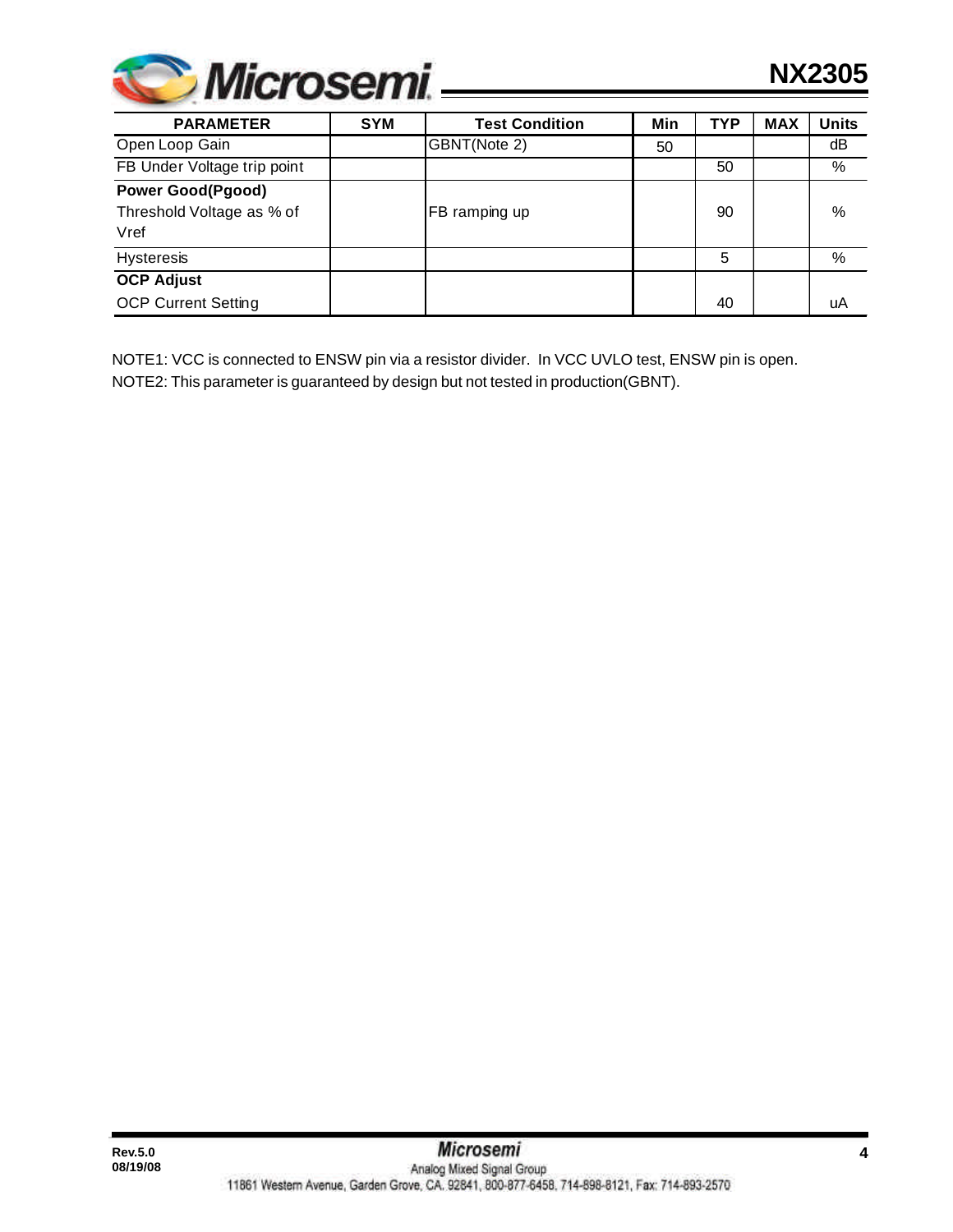| PARAMETER | SYM | Test Condition | Min | TYP | MAX | Units |
|---|---|---|---|---|---|---|
| Open Loop Gain | | GBNT(Note 2) | 50 | | | dB |
| FB Under Voltage trip point | | | | 50 | | % |
| **Power Good(Pgood)** | | | | | | |
| Threshold Voltage as % of Vref | | FB ramping up | | 90 | | % |
| Hysteresis | | | | 5 | | % |
| **OCP Adjust** | | | | | | |
| OCP Current Setting | | | | 40 | | uA |

NOTE1: VCC is connected to ENSW pin via a resistor divider. In VCC UVLO test, ENSW pin is open.

NOTE2: This parameter is guaranteed by design but not tested in production(GBNT).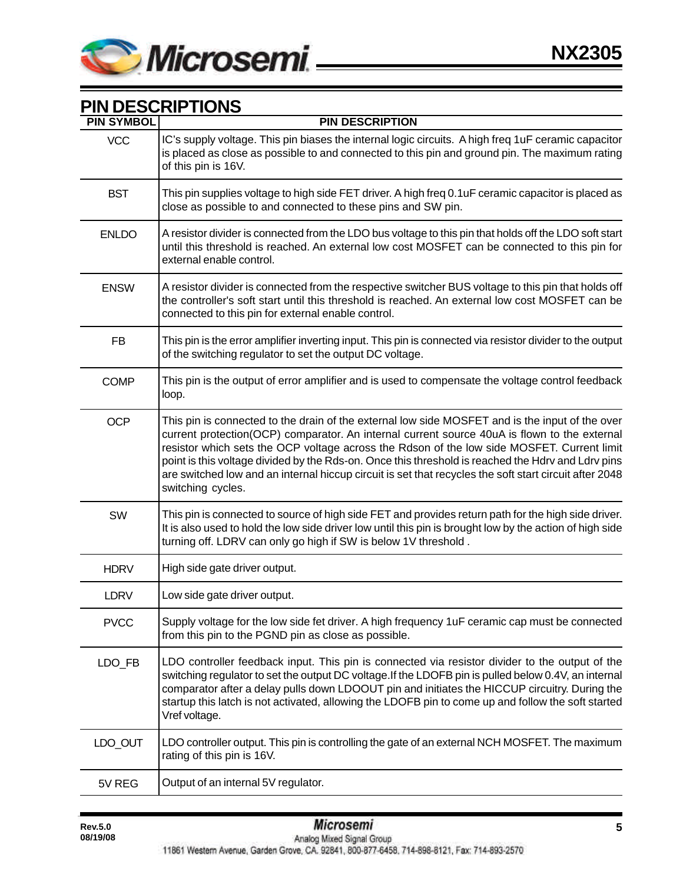## PIN DESCRIPTIONS

| PIN SYMBOL | PIN DESCRIPTION |
|---|---|
| VCC | IC's supply voltage. This pin biases the internal logic circuits. A high freq 1uF ceramic capacitor is placed as close as possible to and connected to this pin and ground pin. The maximum rating of this pin is 16V. |
| BST | This pin supplies voltage to high side FET driver. A high freq 0.1uF ceramic capacitor is placed as close as possible to and connected to these pins and SW pin. |
| ENLDO | A resistor divider is connected from the LDO bus voltage to this pin that holds off the LDO soft start until this threshold is reached. An external low cost MOSFET can be connected to this pin for external enable control. |
| ENSW | A resistor divider is connected from the respective switcher BUS voltage to this pin that holds off the controller's soft start until this threshold is reached. An external low cost MOSFET can be connected to this pin for external enable control. |
| FB | This pin is the error amplifier inverting input. This pin is connected via resistor divider to the output of the switching regulator to set the output DC voltage. |
| COMP | This pin is the output of error amplifier and is used to compensate the voltage control feedback loop. |
| OCP | This pin is connected to the drain of the external low side MOSFET and is the input of the over current protection(OCP) comparator. An internal current source 40uA is flown to the external resistor which sets the OCP voltage across the Rdson of the low side MOSFET. Current limit point is this voltage divided by the Rds-on. Once this threshold is reached the Hdrv and Ldrv pins are switched low and an internal hiccup circuit is set that recycles the soft start circuit after 2048 switching cycles. |
| SW | This pin is connected to source of high side FET and provides return path for the high side driver. It is also used to hold the low side driver low until this pin is brought low by the action of high side turning off. LDRV can only go high if SW is below 1V threshold . |
| HDRV | High side gate driver output. |
| LDRV | Low side gate driver output. |
| PVCC | Supply voltage for the low side fet driver. A high frequency 1uF ceramic cap must be connected from this pin to the PGND pin as close as possible. |
| LDO_FB | LDO controller feedback input. This pin is connected via resistor divider to the output of the switching regulator to set the output DC voltage.If the LDOFB pin is pulled below 0.4V, an internal comparator after a delay pulls down LDOOUT pin and initiates the HICCUP circuitry. During the startup this latch is not activated, allowing the LDOFB pin to come up and follow the soft started Vref voltage. |
| LDO_OUT | LDO controller output. This pin is controlling the gate of an external NCH MOSFET. The maximum rating of this pin is 16V. |
| 5V REG | Output of an internal 5V regulator. |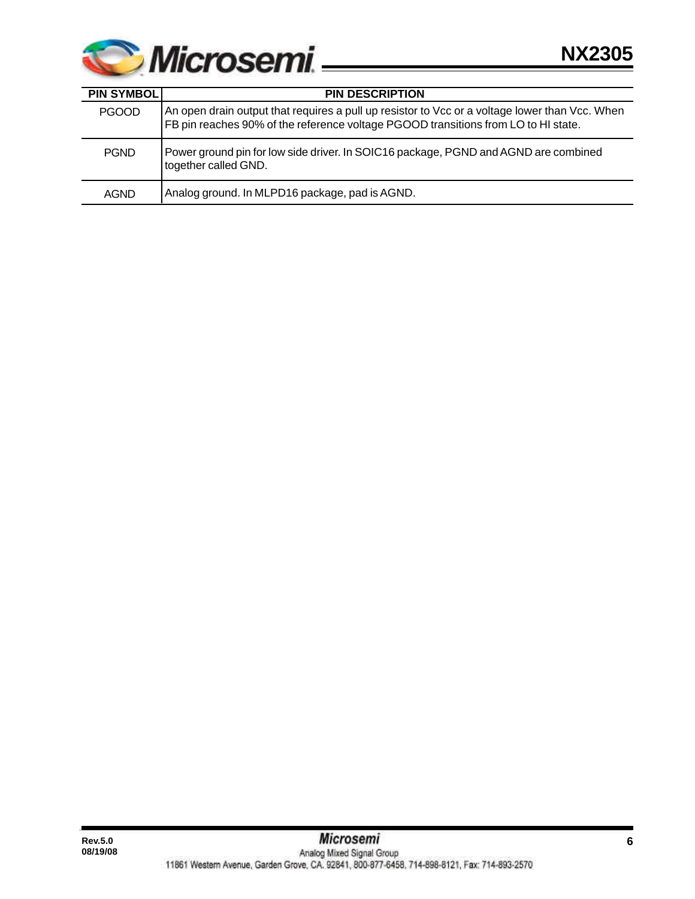| PIN SYMBOL | PIN DESCRIPTION |
|---|---|
| PGOOD | An open drain output that requires a pull up resistor to Vcc or a voltage lower than Vcc. When FB pin reaches 90% of the reference voltage PGOOD transitions from LO to HI state. |
| PGND | Power ground pin for low side driver. In SOIC16 package, PGND and AGND are combined together called GND. |
| AGND | Analog ground. In MLPD16 package, pad is AGND. |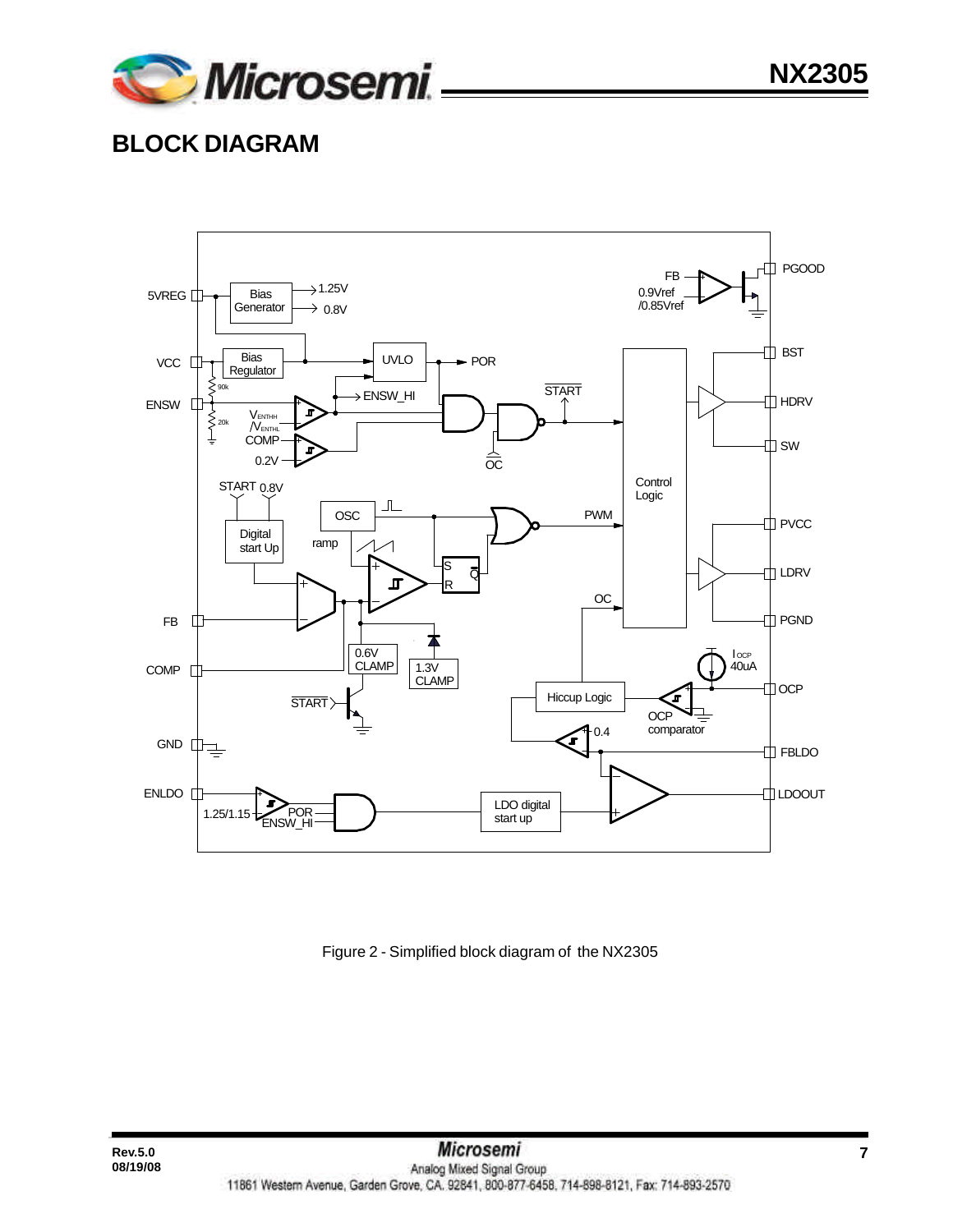## BLOCK DIAGRAM

Figure 2 - Simplified block diagram of the NX2305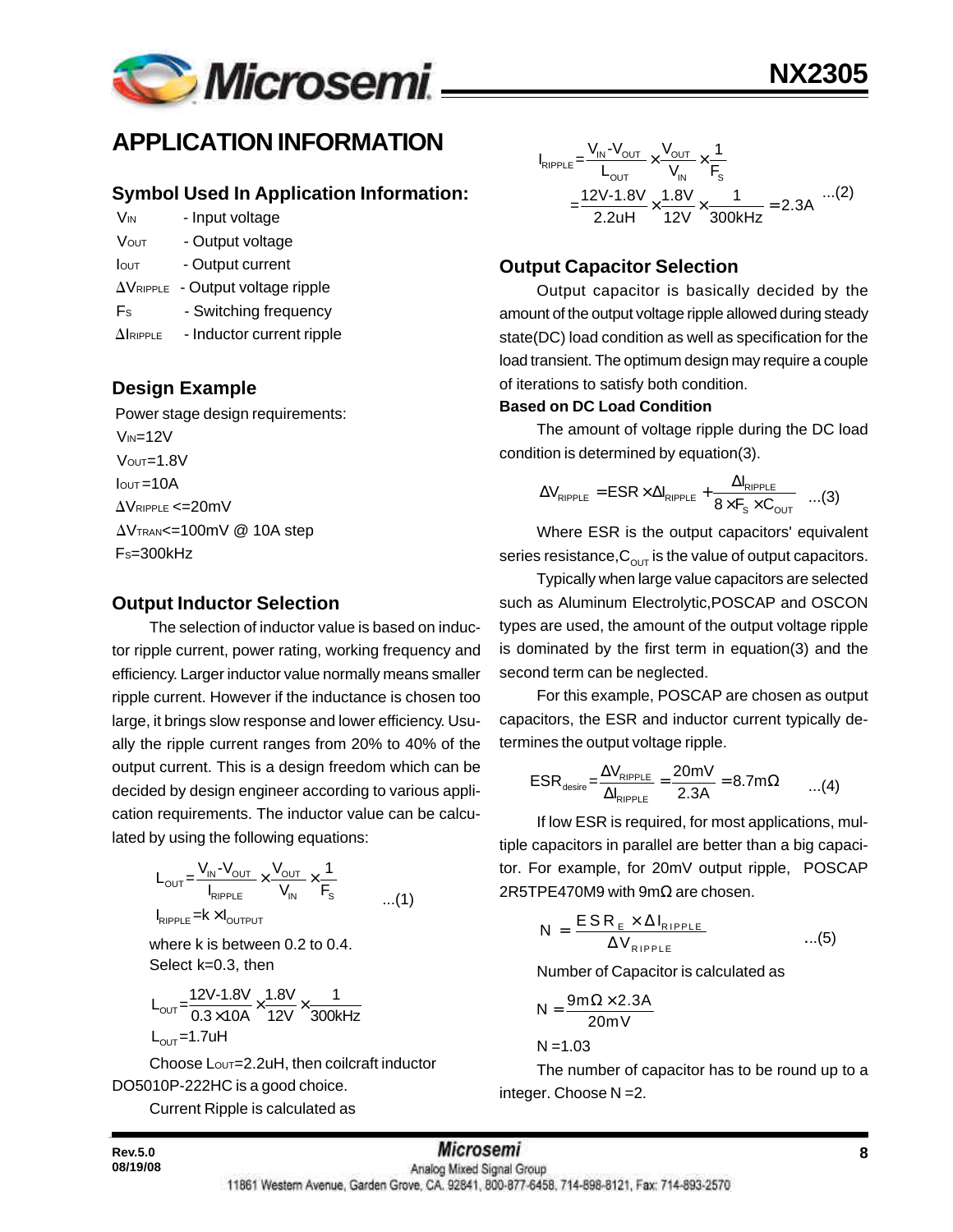## APPLICATION INFORMATION

### Symbol Used In Application Information:

$V_{IN}$ - Input voltage

$V_{OUT}$ - Output voltage

$I_{OUT}$ - Output current

$\Delta V_{RIPPLE}$ - Output voltage ripple

$F_S$ - Switching frequency

$\Delta I_{RIPPLE}$ - Inductor current ripple

### Design Example

Power stage design requirements:

$V_{IN}$=12V

$V_{OUT}$=1.8V

$I_{OUT}$=10A

$\Delta V_{RIPPLE}$ <=20mV

$\Delta V_{TRAN}$<=100mV @ 10A step

$F_S$=300kHz

### Output Inductor Selection

The selection of inductor value is based on inductor ripple current, power rating, working frequency and efficiency. Larger inductor value normally means smaller ripple current. However if the inductance is chosen too large, it brings slow response and lower efficiency. Usually the ripple current ranges from 20% to 40% of the output current. This is a design freedom which can be decided by design engineer according to various application requirements. The inductor value can be calculated by using the following equations:

$$L_{OUT}=\frac{V_{IN}-V_{OUT}}{I_{RIPPLE}}\times\frac{V_{OUT}}{V_{IN}}\times\frac{1}{F_S} \quad ...(1)$$

$$I_{RIPPLE}=k\times I_{OUTPUT}$$

where k is between 0.2 to 0.4.

Select k=0.3, then

$$L_{OUT}=\frac{12V-1.8V}{0.3\times 10A}\times\frac{1.8V}{12V}\times\frac{1}{300kHz}$$

$$L_{OUT}=1.7uH$$

Choose $L_{OUT}$=2.2uH, then coilcraft inductor DO5010P-222HC is a good choice.

Current Ripple is calculated as

$$I_{RIPPLE}=\frac{V_{IN}-V_{OUT}}{L_{OUT}}\times\frac{V_{OUT}}{V_{IN}}\times\frac{1}{F_S}$$

$$=\frac{12V-1.8V}{2.2uH}\times\frac{1.8V}{12V}\times\frac{1}{300kHz}=2.3A \quad ...(2)$$

### Output Capacitor Selection

Output capacitor is basically decided by the amount of the output voltage ripple allowed during steady state(DC) load condition as well as specification for the load transient. The optimum design may require a couple of iterations to satisfy both condition.

**Based on DC Load Condition**

The amount of voltage ripple during the DC load condition is determined by equation(3).

$$\Delta V_{RIPPLE}=ESR\times\Delta I_{RIPPLE}+\frac{\Delta I_{RIPPLE}}{8\times F_S\times C_{OUT}} \quad ...(3)$$

Where ESR is the output capacitors' equivalent series resistance, $C_{OUT}$ is the value of output capacitors.

Typically when large value capacitors are selected such as Aluminum Electrolytic,POSCAP and OSCON types are used, the amount of the output voltage ripple is dominated by the first term in equation(3) and the second term can be neglected.

For this example, POSCAP are chosen as output capacitors, the ESR and inductor current typically determines the output voltage ripple.

$$ESR_{desire}=\frac{\Delta V_{RIPPLE}}{\Delta I_{RIPPLE}}=\frac{20mV}{2.3A}=8.7m\Omega \quad ...(4)$$

If low ESR is required, for most applications, multiple capacitors in parallel are better than a big capacitor. For example, for 20mV output ripple, POSCAP 2R5TPE470M9 with 9m$\Omega$ are chosen.

$$N=\frac{ESR_E\times\Delta I_{RIPPLE}}{\Delta V_{RIPPLE}} \quad ...(5)$$

Number of Capacitor is calculated as

$$N=\frac{9m\Omega\times 2.3A}{20mV}$$

$$N=1.03$$

The number of capacitor has to be round up to a integer. Choose N =2.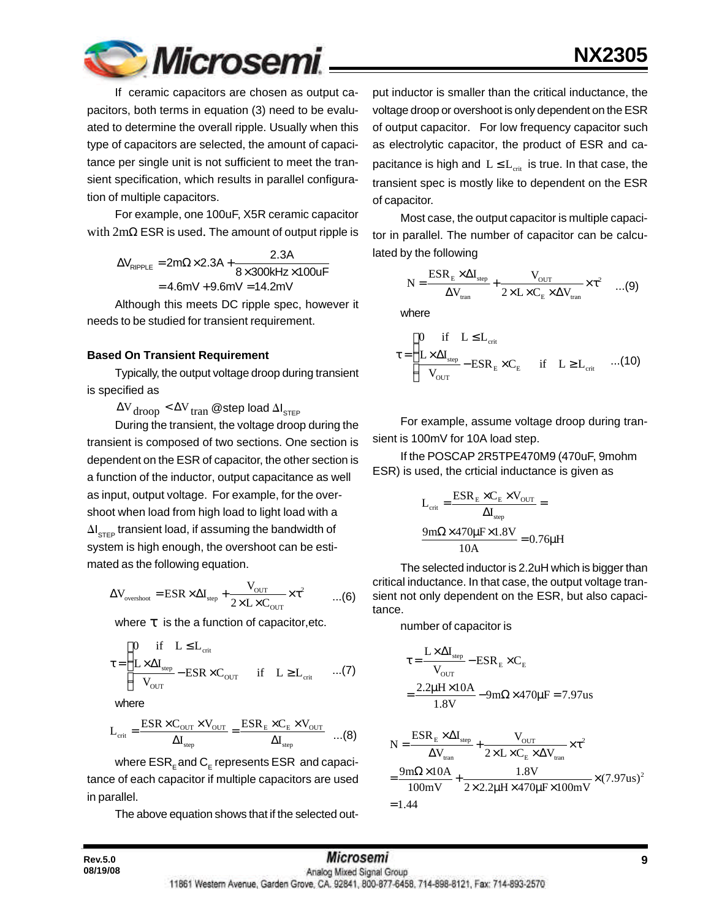If ceramic capacitors are chosen as output capacitors, both terms in equation (3) need to be evaluated to determine the overall ripple. Usually when this type of capacitors are selected, the amount of capacitance per single unit is not sufficient to meet the transient specification, which results in parallel configuration of multiple capacitors.

For example, one 100uF, X5R ceramic capacitor with 2mΩ ESR is used. The amount of output ripple is

$$\Delta V_{RIPPLE} = 2m\Omega \times 2.3A + \frac{2.3A}{8 \times 300kHz \times 100uF}$$
$$= 4.6mV + 9.6mV = 14.2mV$$

Although this meets DC ripple spec, however it needs to be studied for transient requirement.

**Based On Transient Requirement**

Typically, the output voltage droop during transient is specified as

$\Delta V_{droop} < \Delta V_{tran}$ @step load $\Delta I_{STEP}$

During the transient, the voltage droop during the transient is composed of two sections. One section is dependent on the ESR of capacitor, the other section is a function of the inductor, output capacitance as well as input, output voltage. For example, for the overshoot when load from high load to light load with a $\Delta I_{STEP}$ transient load, if assuming the bandwidth of system is high enough, the overshoot can be estimated as the following equation.

$$\Delta V_{overshoot} = ESR \times \Delta I_{step} + \frac{V_{OUT}}{2 \times L \times C_{OUT}} \times \tau^2 \quad ...(6)$$

where $\tau$ is the a function of capacitor,etc.

$$\tau = \begin{cases} 0 & \text{if} \quad L \leq L_{crit} \\ \frac{L \times \Delta I_{step}}{V_{OUT}} - ESR \times C_{OUT} & \text{if} \quad L \geq L_{crit} \end{cases} \quad ...(7)$$

where

$$L_{crit} = \frac{ESR \times C_{OUT} \times V_{OUT}}{\Delta I_{step}} = \frac{ESR_E \times C_E \times V_{OUT}}{\Delta I_{step}} \quad ...(8)$$

where $ESR_E$ and $C_E$ represents ESR and capacitance of each capacitor if multiple capacitors are used in parallel.

The above equation shows that if the selected output inductor is smaller than the critical inductance, the voltage droop or overshoot is only dependent on the ESR of output capacitor. For low frequency capacitor such as electrolytic capacitor, the product of ESR and capacitance is high and $L \leq L_{crit}$ is true. In that case, the transient spec is mostly like to dependent on the ESR of capacitor.

Most case, the output capacitor is multiple capacitor in parallel. The number of capacitor can be calculated by the following

$$N = \frac{ESR_E \times \Delta I_{step}}{\Delta V_{tran}} + \frac{V_{OUT}}{2 \times L \times C_E \times \Delta V_{tran}} \times \tau^2 \quad ...(9)$$

where

$$\tau = \begin{cases} 0 & \text{if} \quad L \leq L_{crit} \\ \frac{L \times \Delta I_{step}}{V_{OUT}} - ESR_E \times C_E & \text{if} \quad L \geq L_{crit} \end{cases} \quad ...(10)$$

For example, assume voltage droop during transient is 100mV for 10A load step.

If the POSCAP 2R5TPE470M9 (470uF, 9mohm ESR) is used, the crticial inductance is given as

$$L_{crit} = \frac{ESR_E \times C_E \times V_{OUT}}{\Delta I_{step}} =$$
$$\frac{9m\Omega \times 470\mu F \times 1.8V}{10A} = 0.76\mu H$$

The selected inductor is 2.2uH which is bigger than critical inductance. In that case, the output voltage transient not only dependent on the ESR, but also capacitance.

number of capacitor is

$$\tau = \frac{L \times \Delta I_{step}}{V_{OUT}} - ESR_E \times C_E$$
$$= \frac{2.2\mu H \times 10A}{1.8V} - 9m\Omega \times 470\mu F = 7.97us$$

$$N = \frac{ESR_E \times \Delta I_{step}}{\Delta V_{tran}} + \frac{V_{OUT}}{2 \times L \times C_E \times \Delta V_{tran}} \times \tau^2$$
$$= \frac{9m\Omega \times 10A}{100mV} + \frac{1.8V}{2 \times 2.2\mu H \times 470\mu F \times 100mV} \times (7.97us)^2$$
$$= 1.44$$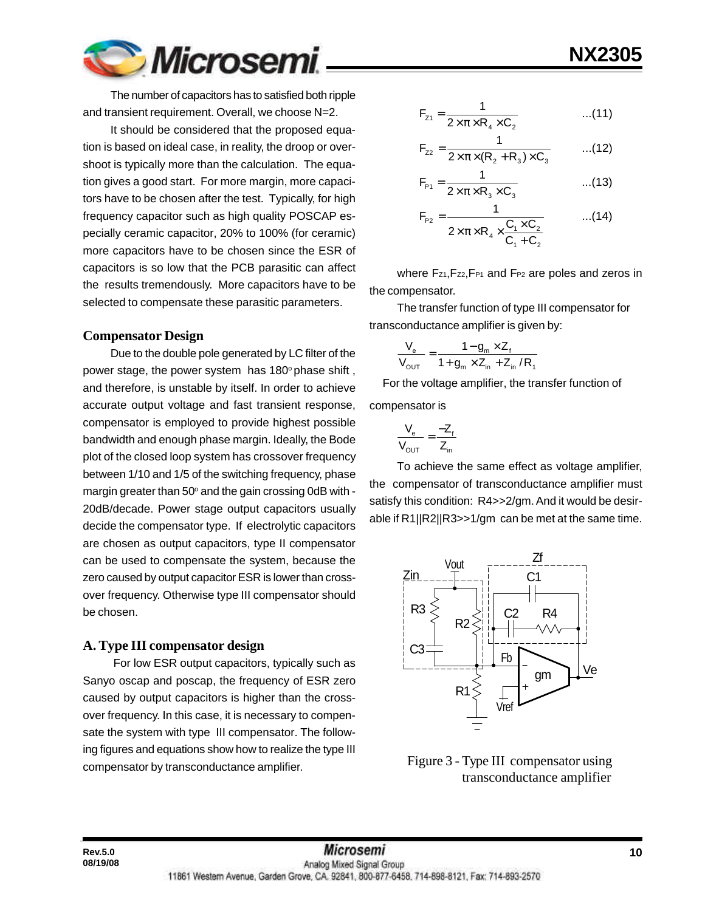The number of capacitors has to satisfied both ripple and transient requirement. Overall, we choose N=2.

It should be considered that the proposed equation is based on ideal case, in reality, the droop or overshoot is typically more than the calculation. The equation gives a good start. For more margin, more capacitors have to be chosen after the test. Typically, for high frequency capacitor such as high quality POSCAP especially ceramic capacitor, 20% to 100% (for ceramic) more capacitors have to be chosen since the ESR of capacitors is so low that the PCB parasitic can affect the results tremendously. More capacitors have to be selected to compensate these parasitic parameters.

## Compensator Design

Due to the double pole generated by LC filter of the power stage, the power system has 180° phase shift, and therefore, is unstable by itself. In order to achieve accurate output voltage and fast transient response, compensator is employed to provide highest possible bandwidth and enough phase margin. Ideally, the Bode plot of the closed loop system has crossover frequency between 1/10 and 1/5 of the switching frequency, phase margin greater than 50° and the gain crossing 0dB with -20dB/decade. Power stage output capacitors usually decide the compensator type. If electrolytic capacitors are chosen as output capacitors, type II compensator can be used to compensate the system, because the zero caused by output capacitor ESR is lower than crossover frequency. Otherwise type III compensator should be chosen.

### A. Type III compensator design

For low ESR output capacitors, typically such as Sanyo oscap and poscap, the frequency of ESR zero caused by output capacitors is higher than the crossover frequency. In this case, it is necessary to compensate the system with type III compensator. The following figures and equations show how to realize the type III compensator by transconductance amplifier.

$$F_{Z1} = \frac{1}{2 \times \pi \times R_4 \times C_2} \quad ...(11)$$

$$F_{Z2} = \frac{1}{2 \times \pi \times (R_2 + R_3) \times C_3} \quad ...(12)$$

$$F_{P1} = \frac{1}{2 \times \pi \times R_3 \times C_3} \quad ...(13)$$

$$F_{P2} = \frac{1}{2 \times \pi \times R_4 \times \frac{C_1 \times C_2}{C_1 + C_2}} \quad ...(14)$$

where $F_{Z1}$, $F_{Z2}$, $F_{P1}$ and $F_{P2}$ are poles and zeros in the compensator.

The transfer function of type III compensator for transconductance amplifier is given by:

$$\frac{V_e}{V_{OUT}} = \frac{1 - g_m \times Z_f}{1 + g_m \times Z_{in} + Z_{in} / R_1}$$

For the voltage amplifier, the transfer function of compensator is

$$\frac{V_e}{V_{OUT}} = \frac{-Z_f}{Z_{in}}$$

To achieve the same effect as voltage amplifier, the compensator of transconductance amplifier must satisfy this condition: R4>>2/gm. And it would be desirable if R1||R2||R3>>1/gm can be met at the same time.

Figure 3 - Type III compensator using transconductance amplifier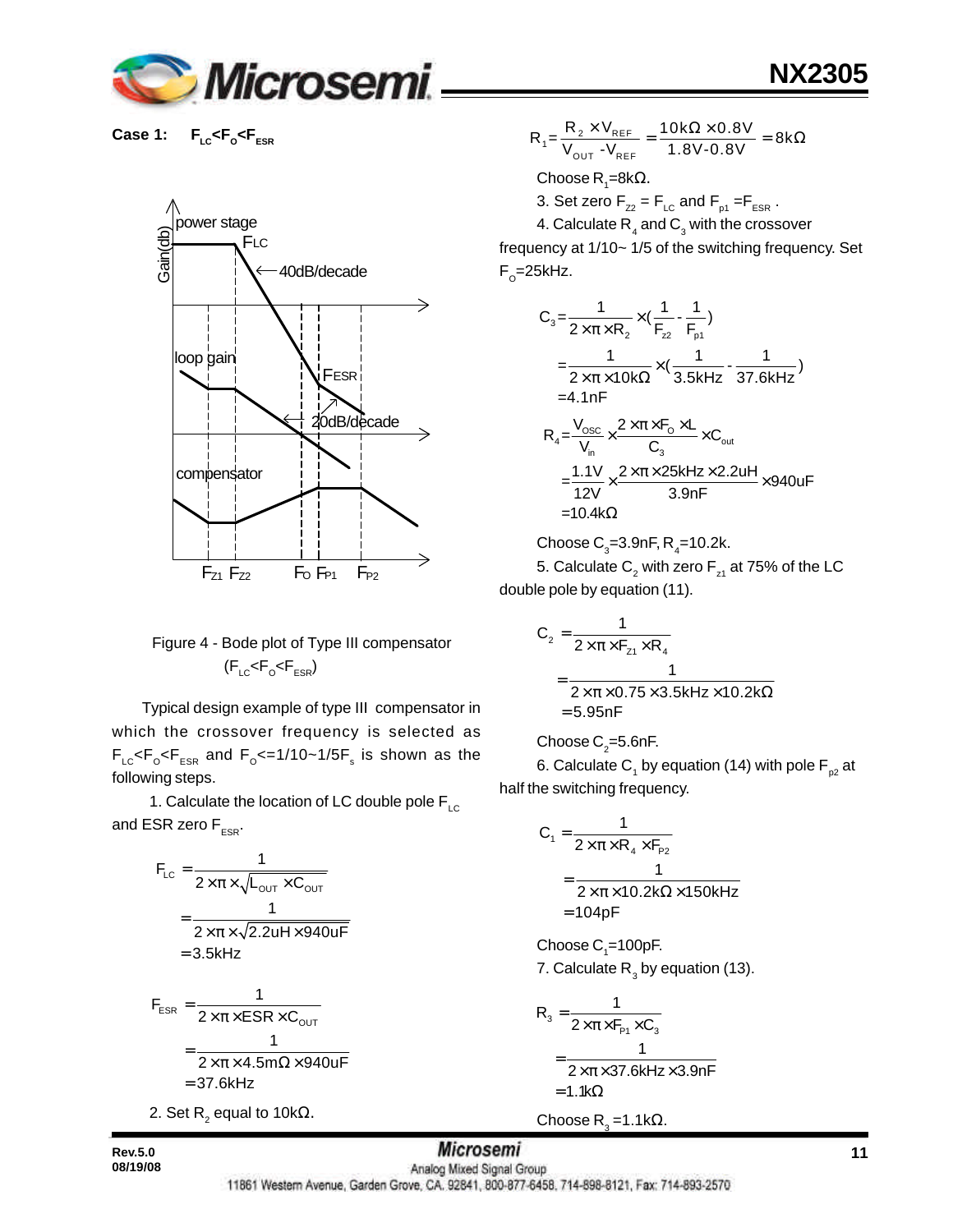**Case 1:** $F_{LC}<F_O<F_{ESR}$

Figure 4 - Bode plot of Type III compensator ($F_{LC}<F_O<F_{ESR}$)

Typical design example of type III compensator in which the crossover frequency is selected as $F_{LC}<F_O<F_{ESR}$ and $F_O<=1/10\sim1/5F_s$ is shown as the following steps.

1. Calculate the location of LC double pole $F_{LC}$ and ESR zero $F_{ESR}$.

$$F_{LC} = \frac{1}{2\times\pi\times\sqrt{L_{OUT}\times C_{OUT}}} = \frac{1}{2\times\pi\times\sqrt{2.2uH\times 940uF}} = 3.5kHz$$

$$F_{ESR} = \frac{1}{2\times\pi\times ESR\times C_{OUT}} = \frac{1}{2\times\pi\times 4.5m\Omega\times 940uF} = 37.6kHz$$

2. Set $R_2$ equal to 10kΩ.

$$R_1 = \frac{R_2\times V_{REF}}{V_{OUT}-V_{REF}} = \frac{10k\Omega\times 0.8V}{1.8V-0.8V} = 8k\Omega$$

Choose $R_1$=8kΩ.

3. Set zero $F_{Z2} = F_{LC}$ and $F_{p1} = F_{ESR}$.

4. Calculate $R_4$ and $C_3$ with the crossover frequency at 1/10~ 1/5 of the switching frequency. Set $F_O$=25kHz.

$$C_3 = \frac{1}{2\times\pi\times R_2}\times\left(\frac{1}{F_{z2}}-\frac{1}{F_{p1}}\right) = \frac{1}{2\times\pi\times 10k\Omega}\times\left(\frac{1}{3.5kHz}-\frac{1}{37.6kHz}\right) = 4.1nF$$

$$R_4 = \frac{V_{OSC}}{V_{in}}\times\frac{2\times\pi\times F_O\times L}{C_3}\times C_{out} = \frac{1.1V}{12V}\times\frac{2\times\pi\times 25kHz\times 2.2uH}{3.9nF}\times 940uF = 10.4k\Omega$$

Choose $C_3$=3.9nF, $R_4$=10.2k.

5. Calculate $C_2$ with zero $F_{z1}$ at 75% of the LC double pole by equation (11).

$$C_2 = \frac{1}{2\times\pi\times F_{Z1}\times R_4} = \frac{1}{2\times\pi\times 0.75\times 3.5kHz\times 10.2k\Omega} = 5.95nF$$

Choose $C_2$=5.6nF.

6. Calculate $C_1$ by equation (14) with pole $F_{p2}$ at half the switching frequency.

$$C_1 = \frac{1}{2\times\pi\times R_4\times F_{P2}} = \frac{1}{2\times\pi\times 10.2k\Omega\times 150kHz} = 104pF$$

Choose $C_1$=100pF.

7. Calculate $R_3$ by equation (13).

$$R_3 = \frac{1}{2\times\pi\times F_{P1}\times C_3} = \frac{1}{2\times\pi\times 37.6kHz\times 3.9nF} = 1.1k\Omega$$

Choose $R_3$ =1.1kΩ.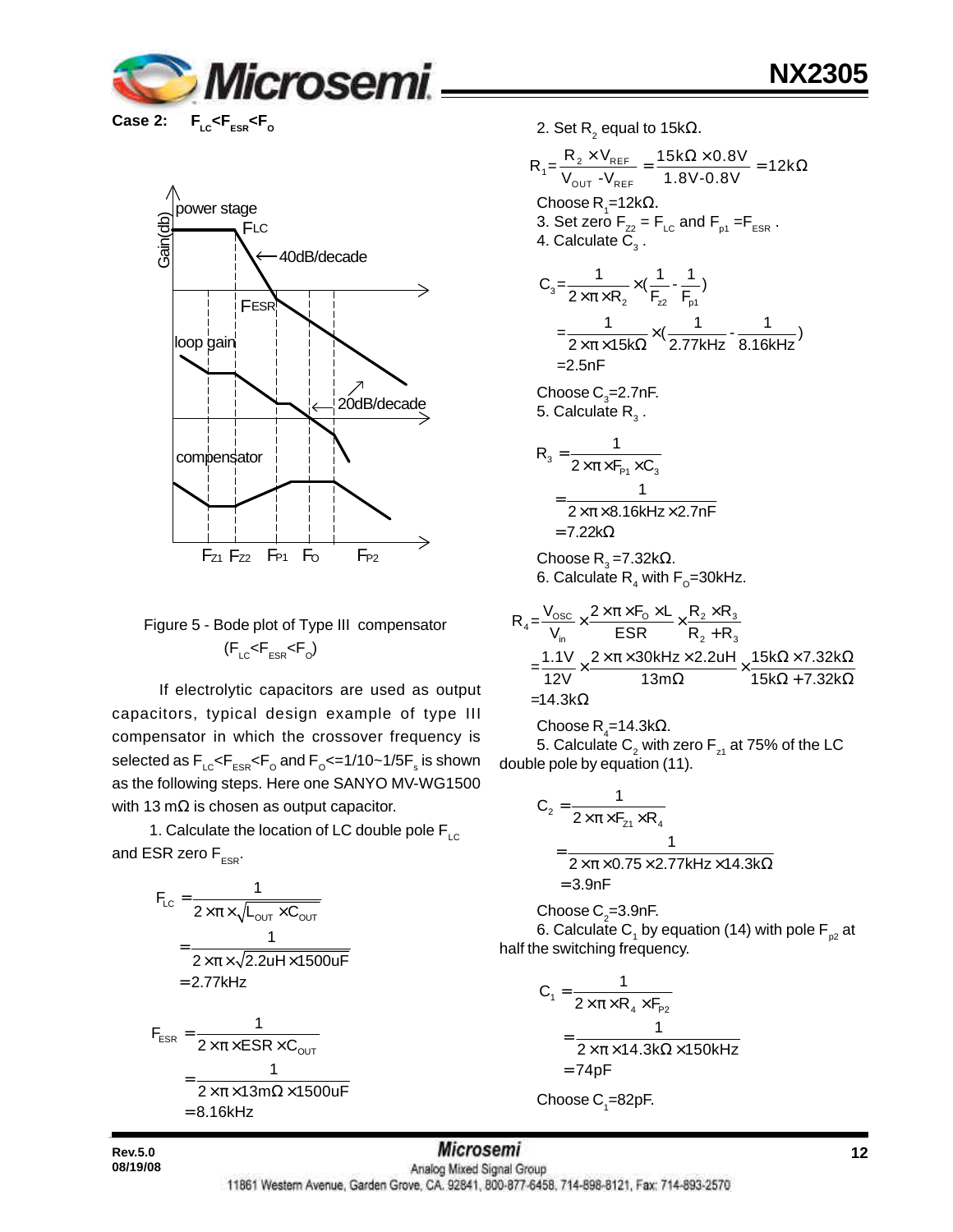**Case 2: $F_{LC}<F_{ESR}<F_O$**

Figure 5 - Bode plot of Type III compensator ($F_{LC}<F_{ESR}<F_O$)

If electrolytic capacitors are used as output capacitors, typical design example of type III compensator in which the crossover frequency is selected as $F_{LC}<F_{ESR}<F_O$ and $F_O$<=1/10~1/5$F_s$ is shown as the following steps. Here one SANYO MV-WG1500 with 13 mΩ is chosen as output capacitor.

1. Calculate the location of LC double pole $F_{LC}$ and ESR zero $F_{ESR}$.

$$F_{LC}=\frac{1}{2\times\pi\times\sqrt{L_{OUT}\times C_{OUT}}}=\frac{1}{2\times\pi\times\sqrt{2.2uH\times1500uF}}=2.77kHz$$

$$F_{ESR}=\frac{1}{2\times\pi\times ESR\times C_{OUT}}=\frac{1}{2\times\pi\times13m\Omega\times1500uF}=8.16kHz$$

2. Set $R_2$ equal to 15kΩ.

$$R_1=\frac{R_2\times V_{REF}}{V_{OUT}-V_{REF}}=\frac{15k\Omega\times0.8V}{1.8V-0.8V}=12k\Omega$$

Choose $R_1$=12kΩ.

3. Set zero $F_{Z2}$ = $F_{LC}$ and $F_{p1}$ =$F_{ESR}$.

4. Calculate $C_3$.

$$C_3=\frac{1}{2\times\pi\times R_2}\times\left(\frac{1}{F_{z2}}-\frac{1}{F_{p1}}\right)=\frac{1}{2\times\pi\times15k\Omega}\times\left(\frac{1}{2.77kHz}-\frac{1}{8.16kHz}\right)=2.5nF$$

Choose $C_3$=2.7nF.

5. Calculate $R_3$.

$$R_3=\frac{1}{2\times\pi\times F_{P1}\times C_3}=\frac{1}{2\times\pi\times8.16kHz\times2.7nF}=7.22k\Omega$$

Choose $R_3$ =7.32kΩ.

6. Calculate $R_4$ with $F_O$=30kHz.

$$R_4=\frac{V_{OSC}}{V_{in}}\times\frac{2\times\pi\times F_O\times L}{ESR}\times\frac{R_2\times R_3}{R_2+R_3}=\frac{1.1V}{12V}\times\frac{2\times\pi\times30kHz\times2.2uH}{13m\Omega}\times\frac{15k\Omega\times7.32k\Omega}{15k\Omega+7.32k\Omega}=14.3k\Omega$$

Choose $R_4$=14.3kΩ.

5. Calculate $C_2$ with zero $F_{z1}$ at 75% of the LC double pole by equation (11).

$$C_2=\frac{1}{2\times\pi\times F_{Z1}\times R_4}=\frac{1}{2\times\pi\times0.75\times2.77kHz\times14.3k\Omega}=3.9nF$$

Choose $C_2$=3.9nF.

6. Calculate $C_1$ by equation (14) with pole $F_{p2}$ at half the switching frequency.

$$C_1=\frac{1}{2\times\pi\times R_4\times F_{P2}}=\frac{1}{2\times\pi\times14.3k\Omega\times150kHz}=74pF$$

Choose $C_1$=82pF.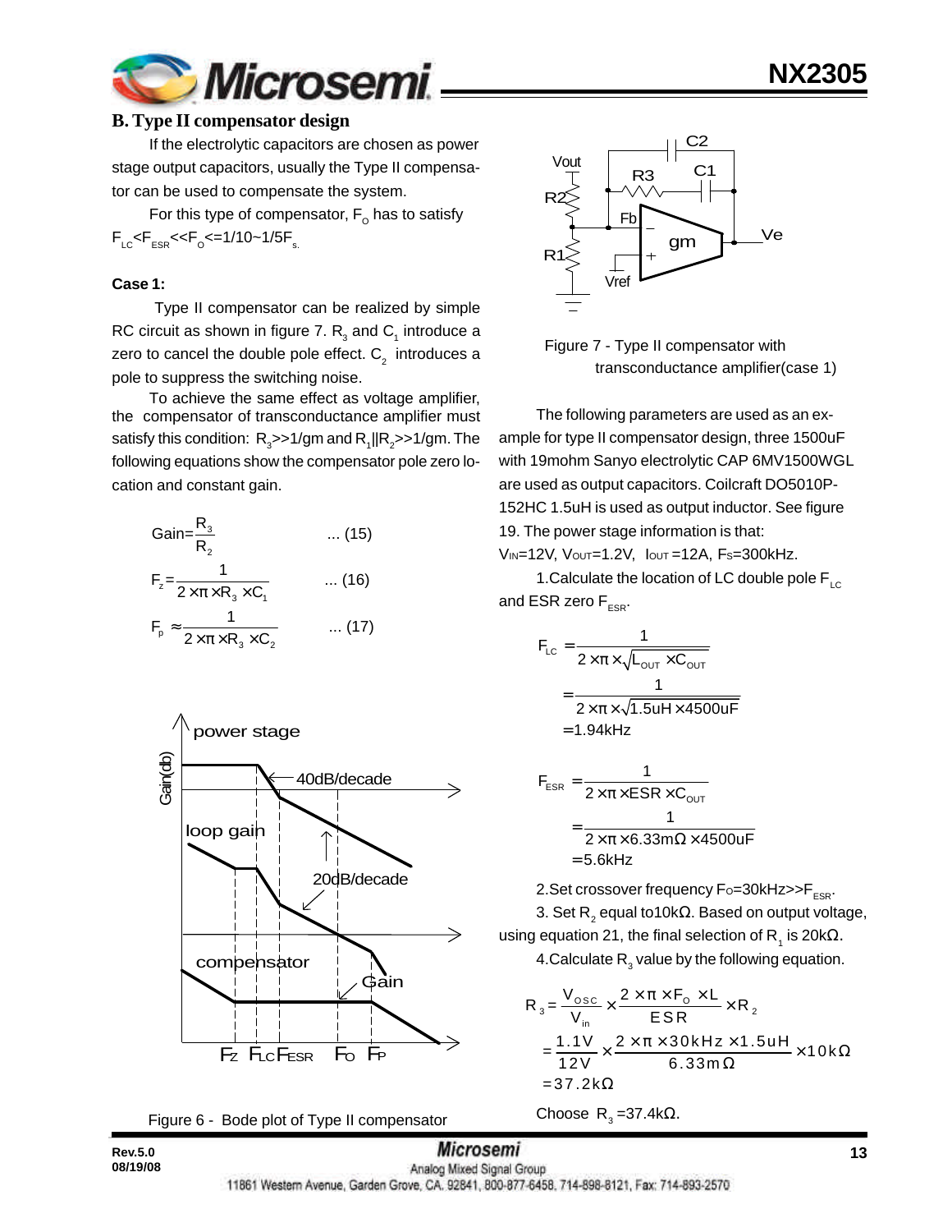## B. Type II compensator design

If the electrolytic capacitors are chosen as power stage output capacitors, usually the Type II compensator can be used to compensate the system.

For this type of compensator, $F_O$ has to satisfy $F_{LC}<F_{ESR}<<F_O<=1/10\sim1/5F_s$.

**Case 1:**

Type II compensator can be realized by simple RC circuit as shown in figure 7. $R_3$ and $C_1$ introduce a zero to cancel the double pole effect. $C_2$ introduces a pole to suppress the switching noise.

To achieve the same effect as voltage amplifier, the compensator of transconductance amplifier must satisfy this condition: $R_3>>1/gm$ and $R_1||R_2>>1/gm$. The following equations show the compensator pole zero location and constant gain.

$$\text{Gain}=\frac{R_3}{R_2} \quad ...\ (15)$$

$$F_z=\frac{1}{2\times\pi\times R_3\times C_1} \quad ...\ (16)$$

$$F_p\approx\frac{1}{2\times\pi\times R_3\times C_2} \quad ...\ (17)$$

Figure 6 - Bode plot of Type II compensator

Figure 7 - Type II compensator with transconductance amplifier(case 1)

The following parameters are used as an example for type II compensator design, three 1500uF with 19mohm Sanyo electrolytic CAP 6MV1500WGL are used as output capacitors. Coilcraft DO5010P-152HC 1.5uH is used as output inductor. See figure 19. The power stage information is that:

$V_{IN}$=12V, $V_{OUT}$=1.2V, $I_{OUT}$=12A, $F_S$=300kHz.

1.Calculate the location of LC double pole $F_{LC}$ and ESR zero $F_{ESR}$.

$$\begin{aligned}F_{LC}&=\frac{1}{2\times\pi\times\sqrt{L_{OUT}\times C_{OUT}}}\\&=\frac{1}{2\times\pi\times\sqrt{1.5uH\times4500uF}}\\&=1.94kHz\end{aligned}$$

$$\begin{aligned}F_{ESR}&=\frac{1}{2\times\pi\times ESR\times C_{OUT}}\\&=\frac{1}{2\times\pi\times6.33m\Omega\times4500uF}\\&=5.6kHz\end{aligned}$$

2.Set crossover frequency $F_O$=30kHz>>$F_{ESR}$.

3. Set $R_2$ equal to10kΩ. Based on output voltage, using equation 21, the final selection of $R_1$ is 20kΩ.

4.Calculate $R_3$ value by the following equation.

$$\begin{aligned}R_3&=\frac{V_{OSC}}{V_{in}}\times\frac{2\times\pi\times F_O\times L}{ESR}\times R_2\\&=\frac{1.1V}{12V}\times\frac{2\times\pi\times30kHz\times1.5uH}{6.33m\Omega}\times10k\Omega\\&=37.2k\Omega\end{aligned}$$

Choose $R_3$ =37.4kΩ.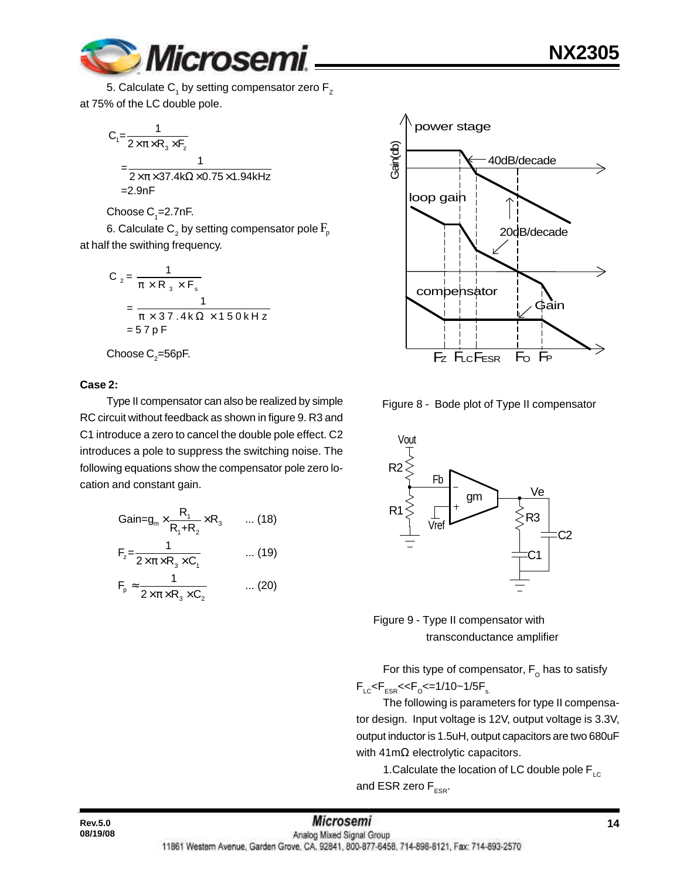5. Calculate $C_1$ by setting compensator zero $F_Z$ at 75% of the LC double pole.

$$C_1 = \frac{1}{2 \times \pi \times R_3 \times F_z}$$

$$= \frac{1}{2 \times \pi \times 37.4k\Omega \times 0.75 \times 1.94kHz}$$

$$= 2.9nF$$

Choose $C_1$=2.7nF.

6. Calculate $C_2$ by setting compensator pole $F_p$ at half the swithing frequency.

$$C_2 = \frac{1}{\pi \times R_3 \times F_s}$$

$$= \frac{1}{\pi \times 37.4k\Omega \times 150kHz}$$

$$= 57pF$$

Choose $C_2$=56pF.

**Case 2:**

Type II compensator can also be realized by simple RC circuit without feedback as shown in figure 9. R3 and C1 introduce a zero to cancel the double pole effect. C2 introduces a pole to suppress the switching noise. The following equations show the compensator pole zero location and constant gain.

$$\text{Gain} = g_m \times \frac{R_1}{R_1 + R_2} \times R_3 \qquad ... (18)$$

$$F_z = \frac{1}{2 \times \pi \times R_3 \times C_1} \qquad ... (19)$$

$$F_p \approx \frac{1}{2 \times \pi \times R_3 \times C_2} \qquad ... (20)$$

Figure 8 - Bode plot of Type II compensator

Figure 9 - Type II compensator with transconductance amplifier

For this type of compensator, $F_O$ has to satisfy $F_{LC} < F_{ESR} << F_O <= 1/10 \sim 1/5 F_s$.

The following is parameters for type II compensator design. Input voltage is 12V, output voltage is 3.3V, output inductor is 1.5uH, output capacitors are two 680uF with 41mΩ electrolytic capacitors.

1.Calculate the location of LC double pole $F_{LC}$ and ESR zero $F_{ESR}$.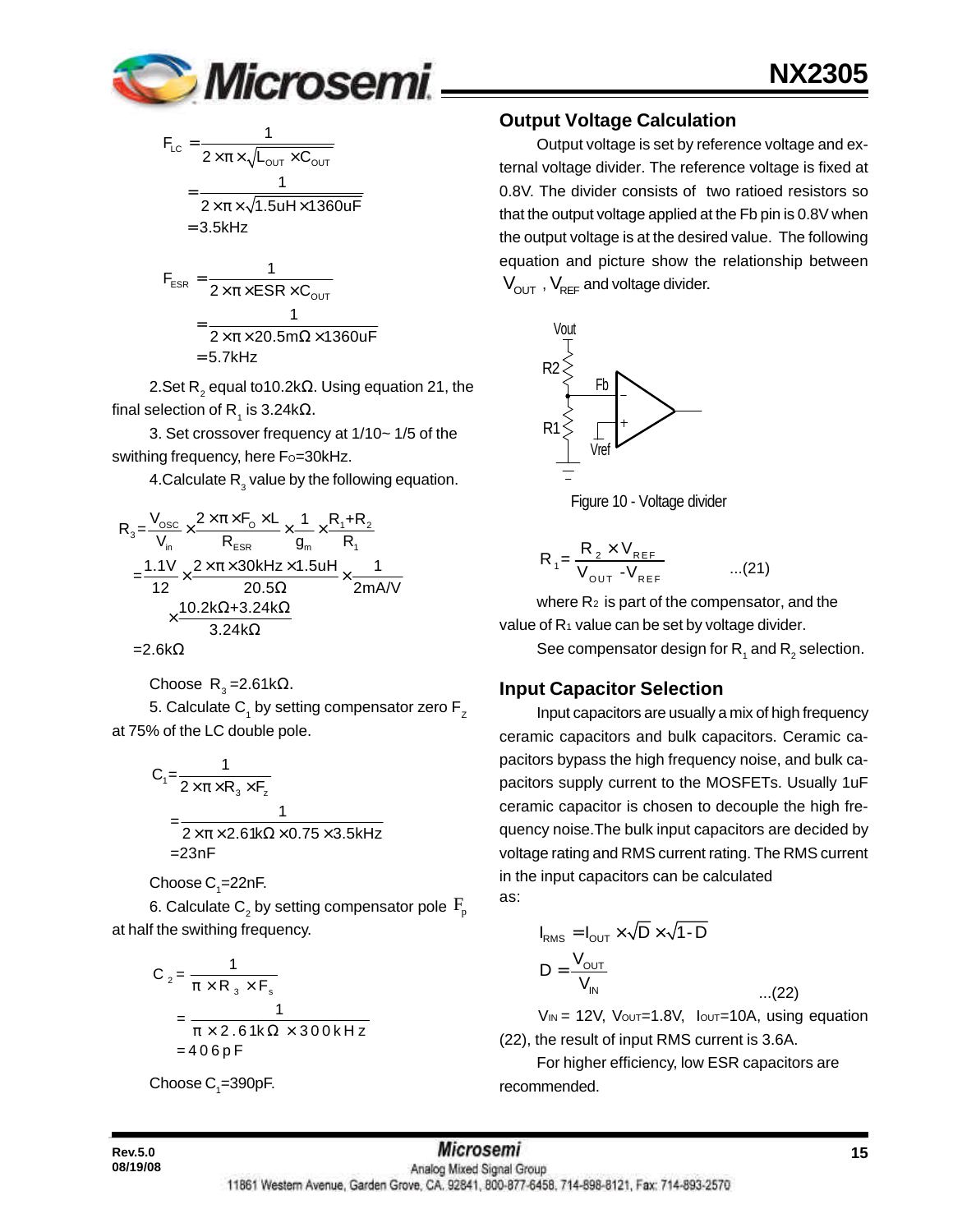$$F_{LC} = \frac{1}{2\times\pi\times\sqrt{L_{OUT}\times C_{OUT}}} = \frac{1}{2\times\pi\times\sqrt{1.5uH\times 1360uF}} = 3.5kHz$$

$$F_{ESR} = \frac{1}{2\times\pi\times ESR\times C_{OUT}} = \frac{1}{2\times\pi\times 20.5m\Omega\times 1360uF} = 5.7kHz$$

2.Set $R_2$ equal to10.2kΩ. Using equation 21, the final selection of $R_1$ is 3.24kΩ.

3. Set crossover frequency at 1/10~ 1/5 of the swithing frequency, here $F_O$=30kHz.

4.Calculate $R_3$ value by the following equation.

$$R_3 = \frac{V_{OSC}}{V_{in}}\times\frac{2\times\pi\times F_O\times L}{R_{ESR}}\times\frac{1}{g_m}\times\frac{R_1+R_2}{R_1}$$

$$= \frac{1.1V}{12}\times\frac{2\times\pi\times 30kHz\times 1.5uH}{20.5\Omega}\times\frac{1}{2mA/V}\times\frac{10.2k\Omega+3.24k\Omega}{3.24k\Omega}$$

$$= 2.6k\Omega$$

Choose $R_3$ =2.61kΩ.

5. Calculate $C_1$ by setting compensator zero $F_Z$ at 75% of the LC double pole.

$$C_1 = \frac{1}{2\times\pi\times R_3\times F_z} = \frac{1}{2\times\pi\times 2.61k\Omega\times 0.75\times 3.5kHz} = 23nF$$

Choose $C_1$=22nF.

6. Calculate $C_2$ by setting compensator pole $F_p$ at half the swithing frequency.

$$C_2 = \frac{1}{\pi\times R_3\times F_s} = \frac{1}{\pi\times 2.61k\Omega\times 300kHz} = 406pF$$

Choose $C_1$=390pF.

## Output Voltage Calculation

Output voltage is set by reference voltage and external voltage divider. The reference voltage is fixed at 0.8V. The divider consists of two ratioed resistors so that the output voltage applied at the Fb pin is 0.8V when the output voltage is at the desired value. The following equation and picture show the relationship between $V_{OUT}$ , $V_{REF}$ and voltage divider.

Figure 10 - Voltage divider

$$R_1 = \frac{R_2\times V_{REF}}{V_{OUT} - V_{REF}} \quad ...(21)$$

where $R_2$ is part of the compensator, and the value of $R_1$ value can be set by voltage divider.

See compensator design for $R_1$ and $R_2$ selection.

## Input Capacitor Selection

Input capacitors are usually a mix of high frequency ceramic capacitors and bulk capacitors. Ceramic capacitors bypass the high frequency noise, and bulk capacitors supply current to the MOSFETs. Usually 1uF ceramic capacitor is chosen to decouple the high frequency noise.The bulk input capacitors are decided by voltage rating and RMS current rating. The RMS current in the input capacitors can be calculated as:

$$I_{RMS} = I_{OUT}\times\sqrt{D}\times\sqrt{1-D}$$

$$D = \frac{V_{OUT}}{V_{IN}} \quad ...(22)$$

$V_{IN}$ = 12V, $V_{OUT}$=1.8V, $I_{OUT}$=10A, using equation (22), the result of input RMS current is 3.6A.

For higher efficiency, low ESR capacitors are recommended.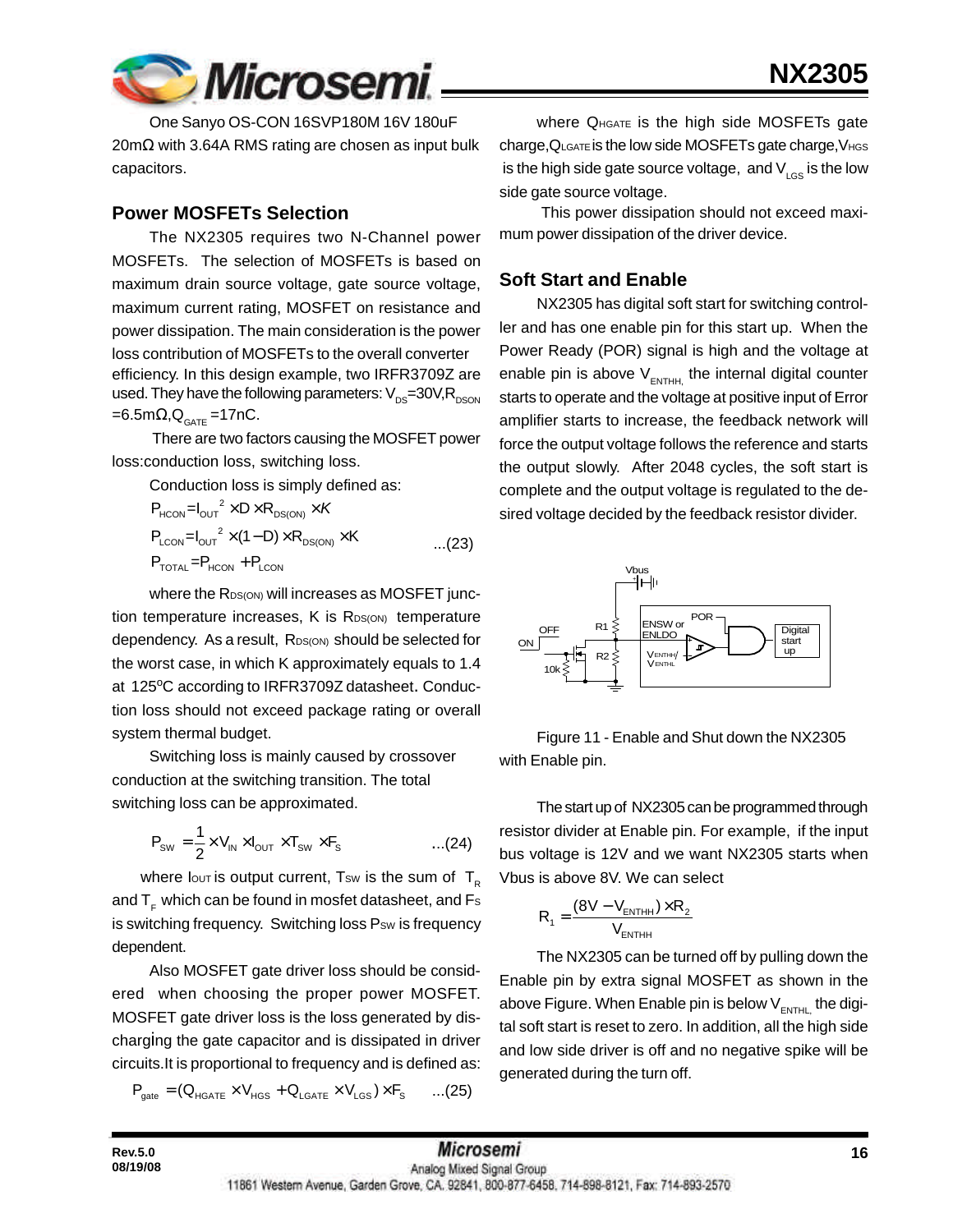One Sanyo OS-CON 16SVP180M 16V 180uF 20mΩ with 3.64A RMS rating are chosen as input bulk capacitors.

## Power MOSFETs Selection

The NX2305 requires two N-Channel power MOSFETs. The selection of MOSFETs is based on maximum drain source voltage, gate source voltage, maximum current rating, MOSFET on resistance and power dissipation. The main consideration is the power loss contribution of MOSFETs to the overall converter efficiency. In this design example, two IRFR3709Z are used. They have the following parameters: $V_{DS}$=30V,$R_{DSON}$ =6.5mΩ,$Q_{GATE}$ =17nC.

There are two factors causing the MOSFET power loss:conduction loss, switching loss.

Conduction loss is simply defined as:

$$P_{HCON}=I_{OUT}^2 \times D \times R_{DS(ON)} \times K$$
$$P_{LCON}=I_{OUT}^2 \times (1-D) \times R_{DS(ON)} \times K \qquad ...(23)$$
$$P_{TOTAL}=P_{HCON}+P_{LCON}$$

where the $R_{DS(ON)}$ will increases as MOSFET junction temperature increases, K is $R_{DS(ON)}$ temperature dependency. As a result, $R_{DS(ON)}$ should be selected for the worst case, in which K approximately equals to 1.4 at 125°C according to IRFR3709Z datasheet. Conduction loss should not exceed package rating or overall system thermal budget.

Switching loss is mainly caused by crossover conduction at the switching transition. The total switching loss can be approximated.

$$P_{SW}=\frac{1}{2} \times V_{IN} \times I_{OUT} \times T_{SW} \times F_S \qquad ...(24)$$

where $I_{OUT}$ is output current, $T_{SW}$ is the sum of $T_R$ and $T_F$ which can be found in mosfet datasheet, and $F_S$ is switching frequency. Switching loss $P_{SW}$ is frequency dependent.

Also MOSFET gate driver loss should be considered when choosing the proper power MOSFET. MOSFET gate driver loss is the loss generated by discharging the gate capacitor and is dissipated in driver circuits.It is proportional to frequency and is defined as:

$$P_{gate}=(Q_{HGATE} \times V_{HGS}+Q_{LGATE} \times V_{LGS}) \times F_S \qquad ...(25)$$

where $Q_{HGATE}$ is the high side MOSFETs gate charge,$Q_{LGATE}$ is the low side MOSFETs gate charge,$V_{HGS}$ is the high side gate source voltage, and $V_{LGS}$ is the low side gate source voltage.

This power dissipation should not exceed maximum power dissipation of the driver device.

## Soft Start and Enable

NX2305 has digital soft start for switching controller and has one enable pin for this start up. When the Power Ready (POR) signal is high and the voltage at enable pin is above $V_{ENTHH}$, the internal digital counter starts to operate and the voltage at positive input of Error amplifier starts to increase, the feedback network will force the output voltage follows the reference and starts the output slowly. After 2048 cycles, the soft start is complete and the output voltage is regulated to the desired voltage decided by the feedback resistor divider.

Figure 11 - Enable and Shut down the NX2305 with Enable pin.

The start up of NX2305 can be programmed through resistor divider at Enable pin. For example, if the input bus voltage is 12V and we want NX2305 starts when Vbus is above 8V. We can select

$$R_1=\frac{(8V-V_{ENTHH}) \times R_2}{V_{ENTHH}}$$

The NX2305 can be turned off by pulling down the Enable pin by extra signal MOSFET as shown in the above Figure. When Enable pin is below $V_{ENTHL}$, the digital soft start is reset to zero. In addition, all the high side and low side driver is off and no negative spike will be generated during the turn off.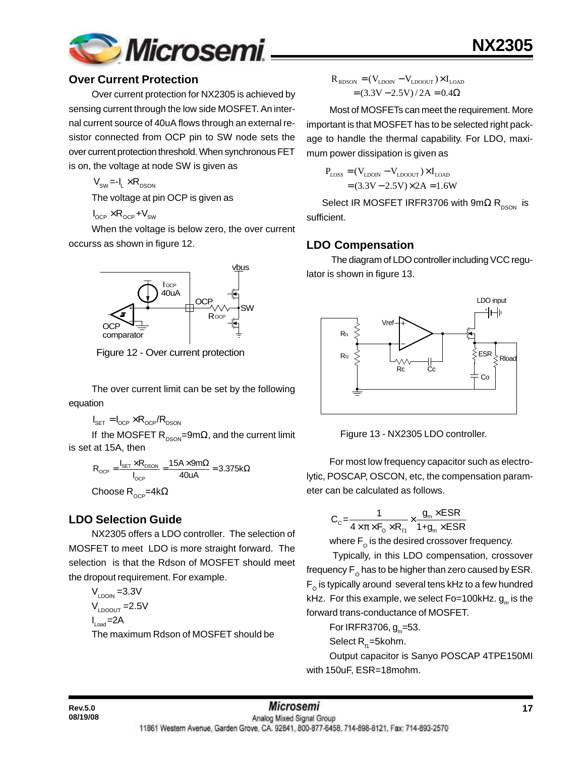## Over Current Protection

Over current protection for NX2305 is achieved by sensing current through the low side MOSFET. An internal current source of 40uA flows through an external resistor connected from OCP pin to SW node sets the over current protection threshold. When synchronous FET is on, the voltage at node SW is given as

$$V_{SW} = -I_L \times R_{DSON}$$

The voltage at pin OCP is given as

$$I_{OCP} \times R_{OCP} + V_{SW}$$

When the voltage is below zero, the over current occurss as shown in figure 12.

Figure 12 - Over current protection

The over current limit can be set by the following equation

$$I_{SET} = I_{OCP} \times R_{OCP} / R_{DSON}$$

If the MOSFET $R_{DSON}$=9mΩ, and the current limit is set at 15A, then

$$R_{OCP} = \frac{I_{SET} \times R_{DSON}}{I_{OCP}} = \frac{15A \times 9m\Omega}{40uA} = 3.375k\Omega$$

Choose $R_{OCP}$=4kΩ

## LDO Selection Guide

NX2305 offers a LDO controller. The selection of MOSFET to meet LDO is more straight forward. The selection is that the Rdson of MOSFET should meet the dropout requirement. For example.

$V_{LDOIN}$ =3.3V

$V_{LDOOUT}$ =2.5V

$I_{Load}$=2A

The maximum Rdson of MOSFET should be

$$R_{RDSON} = (V_{LDOIN} - V_{LDOOUT}) \times I_{LOAD}$$
$$= (3.3V - 2.5V)/2A = 0.4\Omega$$

Most of MOSFETs can meet the requirement. More important is that MOSFET has to be selected right package to handle the thermal capability. For LDO, maximum power dissipation is given as

$$P_{LOSS} = (V_{LDOIN} - V_{LDOOUT}) \times I_{LOAD}$$
$$= (3.3V - 2.5V) \times 2A = 1.6W$$

Select IR MOSFET IRFR3706 with 9mΩ $R_{DSON}$ is sufficient.

## LDO Compensation

The diagram of LDO controller including VCC regulator is shown in figure 13.

Figure 13 - NX2305 LDO controller.

For most low frequency capacitor such as electrolytic, POSCAP, OSCON, etc, the compensation parameter can be calculated as follows.

$$C_C = \frac{1}{4 \times \pi \times F_O \times R_{f1}} \times \frac{g_m \times ESR}{1 + g_m \times ESR}$$

where $F_O$ is the desired crossover frequency.

Typically, in this LDO compensation, crossover frequency $F_O$ has to be higher than zero caused by ESR. $F_O$ is typically around several tens kHz to a few hundred kHz. For this example, we select Fo=100kHz. $g_m$ is the forward trans-conductance of MOSFET.

For IRFR3706, $g_m$=53.

Select $R_{f1}$=5kohm.

Output capacitor is Sanyo POSCAP 4TPE150MI with 150uF, ESR=18mohm.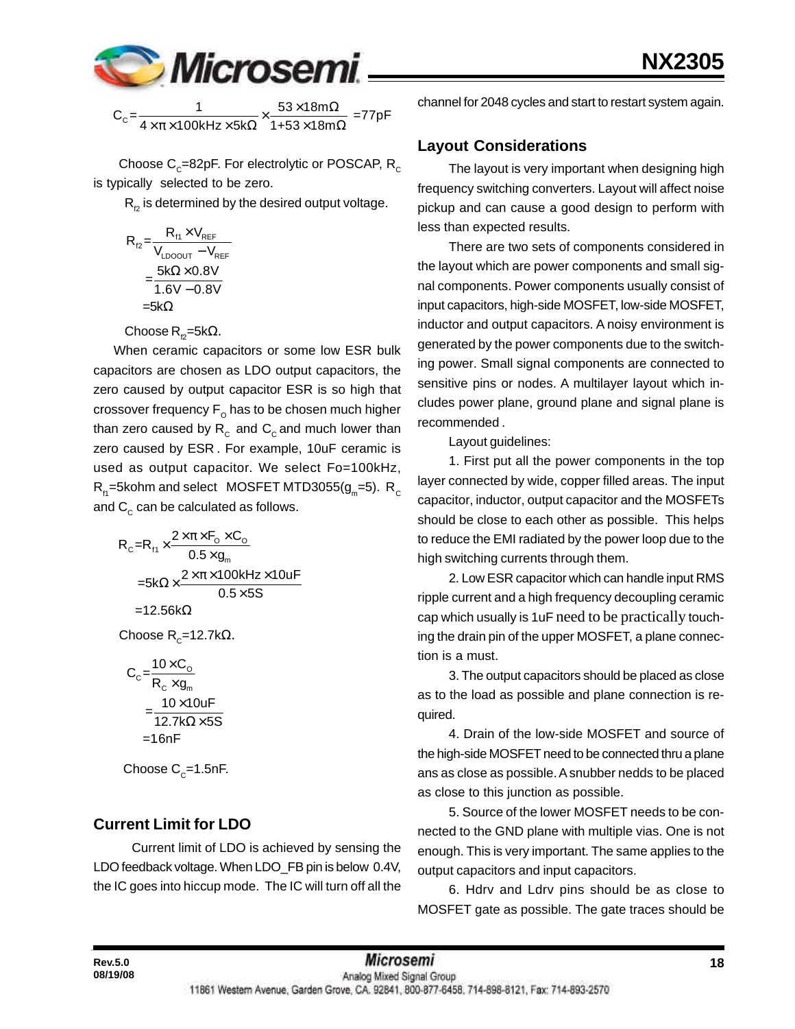$$C_C = \frac{1}{4 \times \pi \times 100kHz \times 5k\Omega} \times \frac{53 \times 18m\Omega}{1+53 \times 18m\Omega} = 77pF$$

Choose $C_c$=82pF. For electrolytic or POSCAP, $R_c$ is typically selected to be zero.

$R_{f2}$ is determined by the desired output voltage.

$$R_{f2} = \frac{R_{f1} \times V_{REF}}{V_{LDOOUT} - V_{REF}} = \frac{5k\Omega \times 0.8V}{1.6V - 0.8V} = 5k\Omega$$

Choose $R_{f2}$=5kΩ.

When ceramic capacitors or some low ESR bulk capacitors are chosen as LDO output capacitors, the zero caused by output capacitor ESR is so high that crossover frequency $F_O$ has to be chosen much higher than zero caused by $R_c$ and $C_c$ and much lower than zero caused by ESR . For example, 10uF ceramic is used as output capacitor. We select Fo=100kHz, $R_{f1}$=5kohm and select MOSFET MTD3055($g_m$=5). $R_c$ and $C_c$ can be calculated as follows.

$$R_C = R_{f1} \times \frac{2 \times \pi \times F_O \times C_O}{0.5 \times g_m} = 5k\Omega \times \frac{2 \times \pi \times 100kHz \times 10uF}{0.5 \times 5S} = 12.56k\Omega$$

Choose $R_c$=12.7kΩ.

$$C_C = \frac{10 \times C_O}{R_C \times g_m} = \frac{10 \times 10uF}{12.7k\Omega \times 5S} = 16nF$$

Choose $C_c$=1.5nF.

## Current Limit for LDO

Current limit of LDO is achieved by sensing the LDO feedback voltage. When LDO_FB pin is below 0.4V, the IC goes into hiccup mode. The IC will turn off all the channel for 2048 cycles and start to restart system again.

## Layout Considerations

The layout is very important when designing high frequency switching converters. Layout will affect noise pickup and can cause a good design to perform with less than expected results.

There are two sets of components considered in the layout which are power components and small signal components. Power components usually consist of input capacitors, high-side MOSFET, low-side MOSFET, inductor and output capacitors. A noisy environment is generated by the power components due to the switching power. Small signal components are connected to sensitive pins or nodes. A multilayer layout which includes power plane, ground plane and signal plane is recommended .

Layout guidelines:

1. First put all the power components in the top layer connected by wide, copper filled areas. The input capacitor, inductor, output capacitor and the MOSFETs should be close to each other as possible. This helps to reduce the EMI radiated by the power loop due to the high switching currents through them.

2. Low ESR capacitor which can handle input RMS ripple current and a high frequency decoupling ceramic cap which usually is 1uF need to be practically touching the drain pin of the upper MOSFET, a plane connection is a must.

3. The output capacitors should be placed as close as to the load as possible and plane connection is required.

4. Drain of the low-side MOSFET and source of the high-side MOSFET need to be connected thru a plane ans as close as possible. A snubber nedds to be placed as close to this junction as possible.

5. Source of the lower MOSFET needs to be connected to the GND plane with multiple vias. One is not enough. This is very important. The same applies to the output capacitors and input capacitors.

6. Hdrv and Ldrv pins should be as close to MOSFET gate as possible. The gate traces should be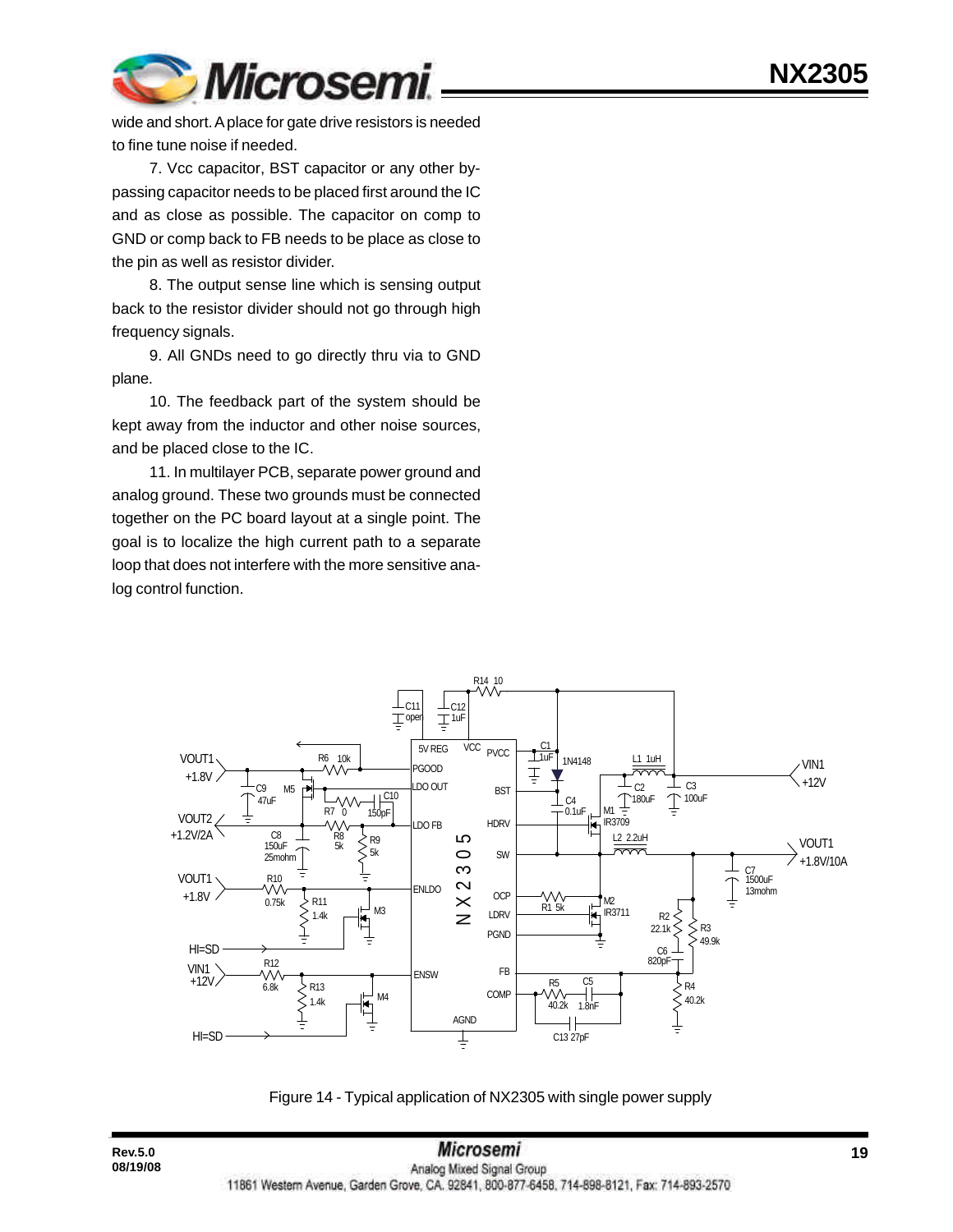wide and short. A place for gate drive resistors is needed to fine tune noise if needed.

7. Vcc capacitor, BST capacitor or any other by-passing capacitor needs to be placed first around the IC and as close as possible. The capacitor on comp to GND or comp back to FB needs to be place as close to the pin as well as resistor divider.

8. The output sense line which is sensing output back to the resistor divider should not go through high frequency signals.

9. All GNDs need to go directly thru via to GND plane.

10. The feedback part of the system should be kept away from the inductor and other noise sources, and be placed close to the IC.

11. In multilayer PCB, separate power ground and analog ground. These two grounds must be connected together on the PC board layout at a single point. The goal is to localize the high current path to a separate loop that does not interfere with the more sensitive analog control function.

R14 10
C11 open
C12 1uF
5V REG
VCC
PVCC
C1 1uF
1N4148
L1 1uH
VIN1 +12V
VOUT1 +1.8V
R6 10k
PGOOD
C9 47uF
M5
LDO OUT
C10 150pF
R7 0
BST
C2 180uF
C3 100uF
C4 0.1uF
M1 IRF3709
VOUT2 +1.2V/2A
C8 150uF 25mohm
R8 5k
R9 5k
LDO FB
HDRV
L2 2.2uH
VOUT1 +1.8V/10A
SW
C7 1500uF 13mohm
NX2305
VOUT1 +1.8V
R10 0.75k
R11 1.4k
M3
ENLDO
OCP
R1 5k
M2 IRF3711
LDRV
PGND
R2 22.1k
R3 49.9k
HI=SD
C6 820pF
VIN1 +12V
R12 6.8k
R13 1.4k
M4
ENSW
FB
R5 40.2k
C5 1.8nF
COMP
R4 40.2k
AGND
HI=SD
C13 27pF

Figure 14 - Typical application of NX2305 with single power supply